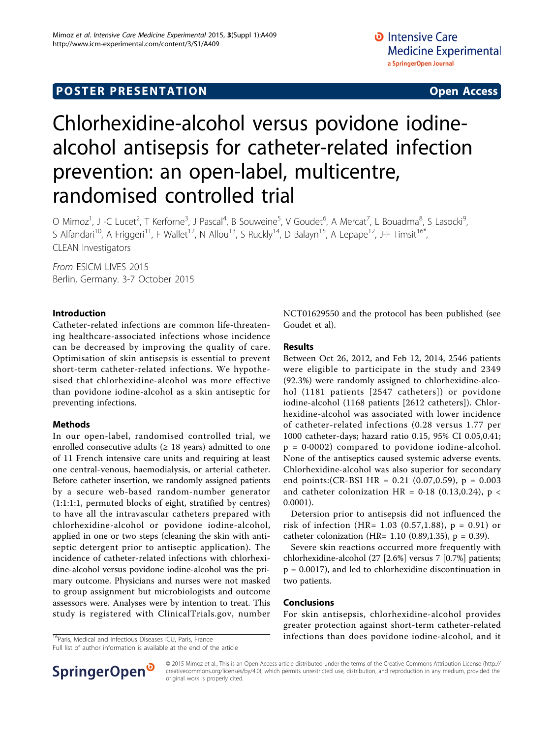POSTER PRESENTATION Open Access

# Chlorhexidine-alcohol versus povidone iodine-alcohol antisepsis for catheter-related infection prevention: an open-label, multicentre, randomised controlled trial

O Mimoz[1], J -C Lucet[2], T Kerforne[3], J Pascal[4], B Souweine[5], V Goudet[6], A Mercat[7], L Bouadma[8], S Lasocki[9], S Alfandari[10], A Friggeri[11], F Wallet[12], N Allou[13], S Ruckly[14], D Balayn[15], A Lepape[12], J-F Timsit[16*], CLEAN Investigators

*From* ESICM LIVES 2015
Berlin, Germany. 3-7 October 2015

## Introduction

Catheter-related infections are common life-threatening healthcare-associated infections whose incidence can be decreased by improving the quality of care. Optimisation of skin antisepsis is essential to prevent short-term catheter-related infections. We hypothesised that chlorhexidine-alcohol was more effective than povidone iodine-alcohol as a skin antiseptic for preventing infections.

## Methods

In our open-label, randomised controlled trial, we enrolled consecutive adults (≥ 18 years) admitted to one of 11 French intensive care units and requiring at least one central-venous, haemodialysis, or arterial catheter. Before catheter insertion, we randomly assigned patients by a secure web-based random-number generator (1:1:1:1, permuted blocks of eight, stratified by centres) to have all the intravascular catheters prepared with chlorhexidine-alcohol or povidone iodine-alcohol, applied in one or two steps (cleaning the skin with antiseptic detergent prior to antiseptic application). The incidence of catheter-related infections with chlorhexidine-alcohol versus povidone iodine-alcohol was the primary outcome. Physicians and nurses were not masked to group assignment but microbiologists and outcome assessors were. Analyses were by intention to treat. This study is registered with ClinicalTrials.gov, number NCT01629550 and the protocol has been published (see Goudet et al).

## Results

Between Oct 26, 2012, and Feb 12, 2014, 2546 patients were eligible to participate in the study and 2349 (92.3%) were randomly assigned to chlorhexidine-alcohol (1181 patients [2547 catheters]) or povidone iodine-alcohol (1168 patients [2612 catheters]). Chlorhexidine-alcohol was associated with lower incidence of catheter-related infections (0.28 versus 1.77 per 1000 catheter-days; hazard ratio 0.15, 95% CI 0.05,0.41; p = 0·0002) compared to povidone iodine-alcohol. None of the antiseptics caused systemic adverse events. Chlorhexidine-alcohol was also superior for secondary end points:(CR-BSI HR = 0.21 (0.07,0.59), p = 0.003 and catheter colonization HR = 0·18 (0.13,0.24), p < 0.0001).

Detersion prior to antisepsis did not influenced the risk of infection (HR= 1.03 (0.57,1.88), p = 0.91) or catheter colonization (HR= 1.10 (0.89,1.35), p = 0.39).

Severe skin reactions occurred more frequently with chlorhexidine-alcohol (27 [2.6%] versus 7 [0.7%] patients; p = 0.0017), and led to chlorhexidine discontinuation in two patients.

## Conclusions

For skin antisepsis, chlorhexidine-alcohol provides greater protection against short-term catheter-related infections than does povidone iodine-alcohol, and it

[16]Paris, Medical and Infectious Diseases ICU, Paris, France
Full list of author information is available at the end of the article

© 2015 Mimoz et al.; This is an Open Access article distributed under the terms of the Creative Commons Attribution License (http://creativecommons.org/licenses/by/4.0), which permits unrestricted use, distribution, and reproduction in any medium, provided the original work is properly cited.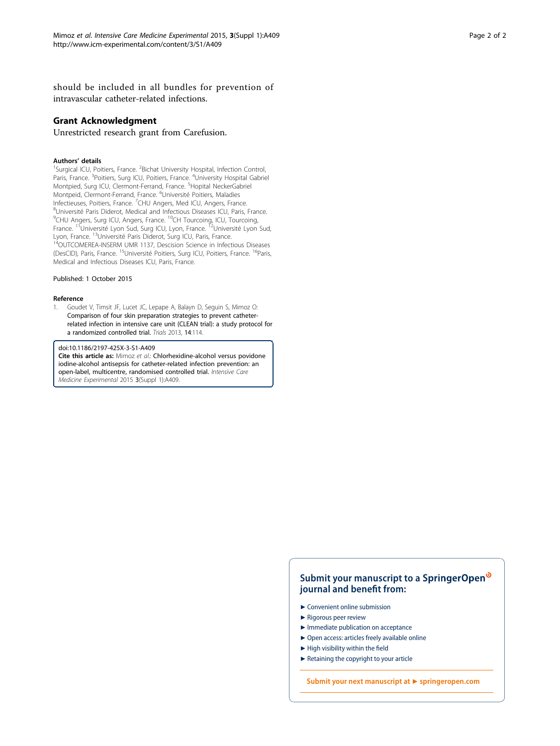should be included in all bundles for prevention of intravascular catheter-related infections.

## Grant Acknowledgment

Unrestricted research grant from Carefusion.

#### Authors' details

[1]Surgical ICU, Poitiers, France. [2]Bichat University Hospital, Infection Control, Paris, France. [3]Poitiers, Surg ICU, Poitiers, France. [4]University Hospital Gabriel Montpied, Surg ICU, Clermont-Ferrand, France. [5]Hopital NeckerGabriel Montpeid, Clermont-Ferrand, France. [6]Université Poitiers, Maladies Infectieuses, Poitiers, France. [7]CHU Angers, Med ICU, Angers, France. [8]Université Paris Diderot, Medical and Infectious Diseases ICU, Paris, France. [9]CHU Angers, Surg ICU, Angers, France. [10]CH Tourcoing, ICU, Tourcoing, France. [11]Université Lyon Sud, Surg ICU, Lyon, France. [12]Université Lyon Sud, Lyon, France. [13]Université Paris Diderot, Surg ICU, Paris, France. [14]OUTCOMEREA-INSERM UMR 1137, Descision Science in Infectious Diseases (DesCID), Paris, France. [15]Université Poitiers, Surg ICU, Poitiers, France. [16]Paris, Medical and Infectious Diseases ICU, Paris, France.

Published: 1 October 2015

#### Reference

1. Goudet V, Timsit JF, Lucet JC, Lepape A, Balayn D, Seguin S, Mimoz O: **Comparison of four skin preparation strategies to prevent catheter-related infection in intensive care unit (CLEAN trial): a study protocol for a randomized controlled trial.** *Trials* 2013, **14**:114.

doi:10.1186/2197-425X-3-S1-A409
**Cite this article as:** Mimoz *et al.*: **Chlorhexidine-alcohol versus povidone iodine-alcohol antisepsis for catheter-related infection prevention: an open-label, multicentre, randomised controlled trial.** *Intensive Care Medicine Experimental* 2015 **3**(Suppl 1):A409.

**Submit your manuscript to a SpringerOpen journal and benefit from:**

- ► Convenient online submission
- ► Rigorous peer review
- ► Immediate publication on acceptance
- ► Open access: articles freely available online
- ► High visibility within the field
- ► Retaining the copyright to your article

**Submit your next manuscript at ► springeropen.com**